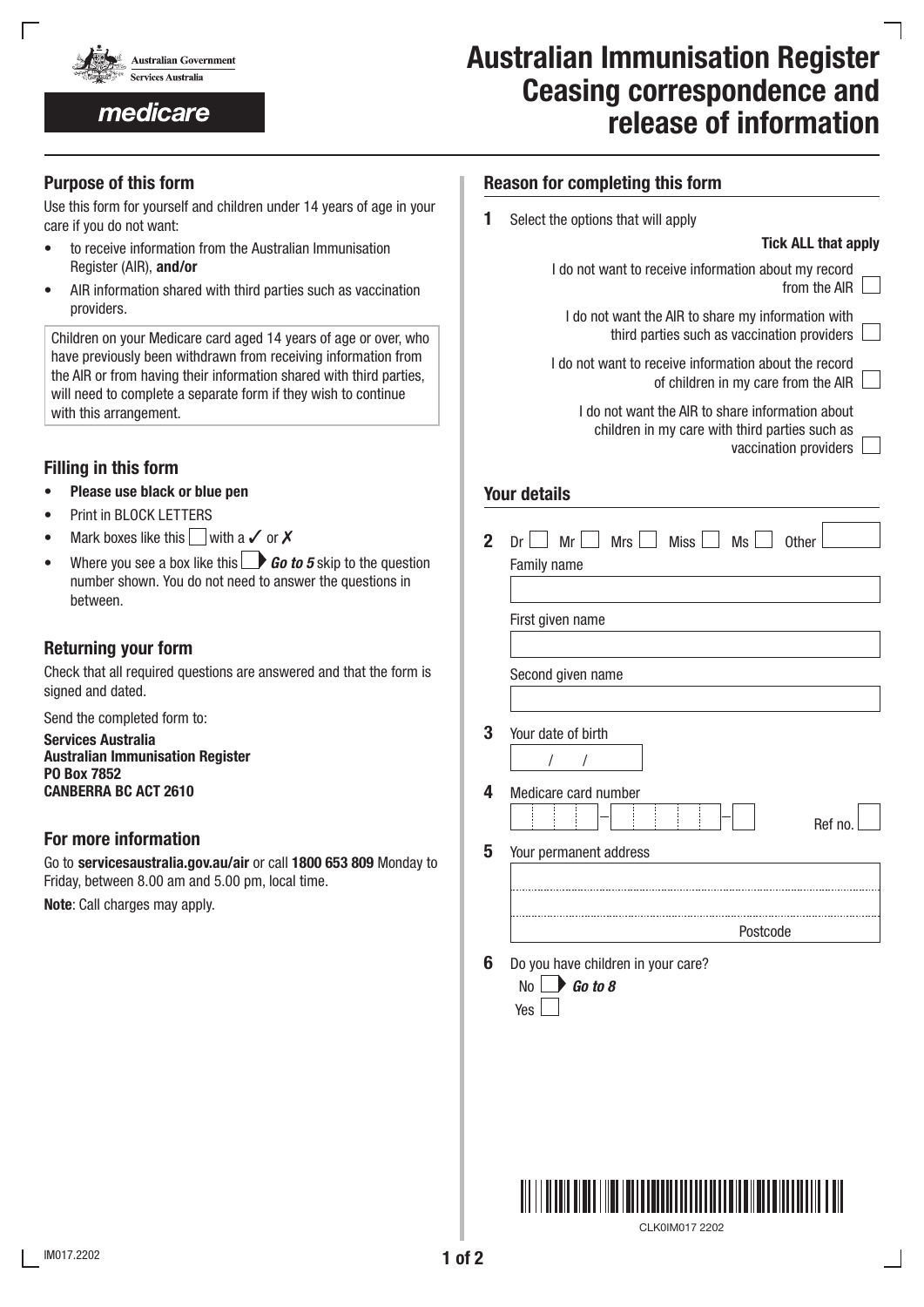Australian Government
Services Australia

medicare

# Australian Immunisation Register Ceasing correspondence and release of information

## Purpose of this form

Use this form for yourself and children under 14 years of age in your care if you do not want:

- to receive information from the Australian Immunisation Register (AIR), **and/or**
- AIR information shared with third parties such as vaccination providers.

Children on your Medicare card aged 14 years of age or over, who have previously been withdrawn from receiving information from the AIR or from having their information shared with third parties, will need to complete a separate form if they wish to continue with this arrangement.

## Filling in this form

- **Please use black or blue pen**
- Print in BLOCK LETTERS
- Mark boxes like this ☐ with a ✓ or ✗
- Where you see a box like this ☐ ***Go to 5*** skip to the question number shown. You do not need to answer the questions in between.

## Returning your form

Check that all required questions are answered and that the form is signed and dated.

Send the completed form to:

**Services Australia**
**Australian Immunisation Register**
**PO Box 7852**
**CANBERRA BC ACT 2610**

## For more information

Go to **servicesaustralia.gov.au/air** or call **1800 653 809** Monday to Friday, between 8.00 am and 5.00 pm, local time.

**Note**: Call charges may apply.

## Reason for completing this form

**1** Select the options that will apply

**Tick ALL that apply**

- I do not want to receive information about my record from the AIR ☐
- I do not want the AIR to share my information with third parties such as vaccination providers ☐
- I do not want to receive information about the record of children in my care from the AIR ☐
- I do not want the AIR to share information about children in my care with third parties such as vaccination providers ☐

## Your details

**2** Dr ☐ Mr ☐ Mrs ☐ Miss ☐ Ms ☐ Other ______

Family name

First given name

Second given name

**3** Your date of birth

/ /

**4** Medicare card number

Ref no.

**5** Your permanent address

Postcode

**6** Do you have children in your care?

No ☐ ***Go to 8***

Yes ☐

CLK0IM017 2202

IM017.2202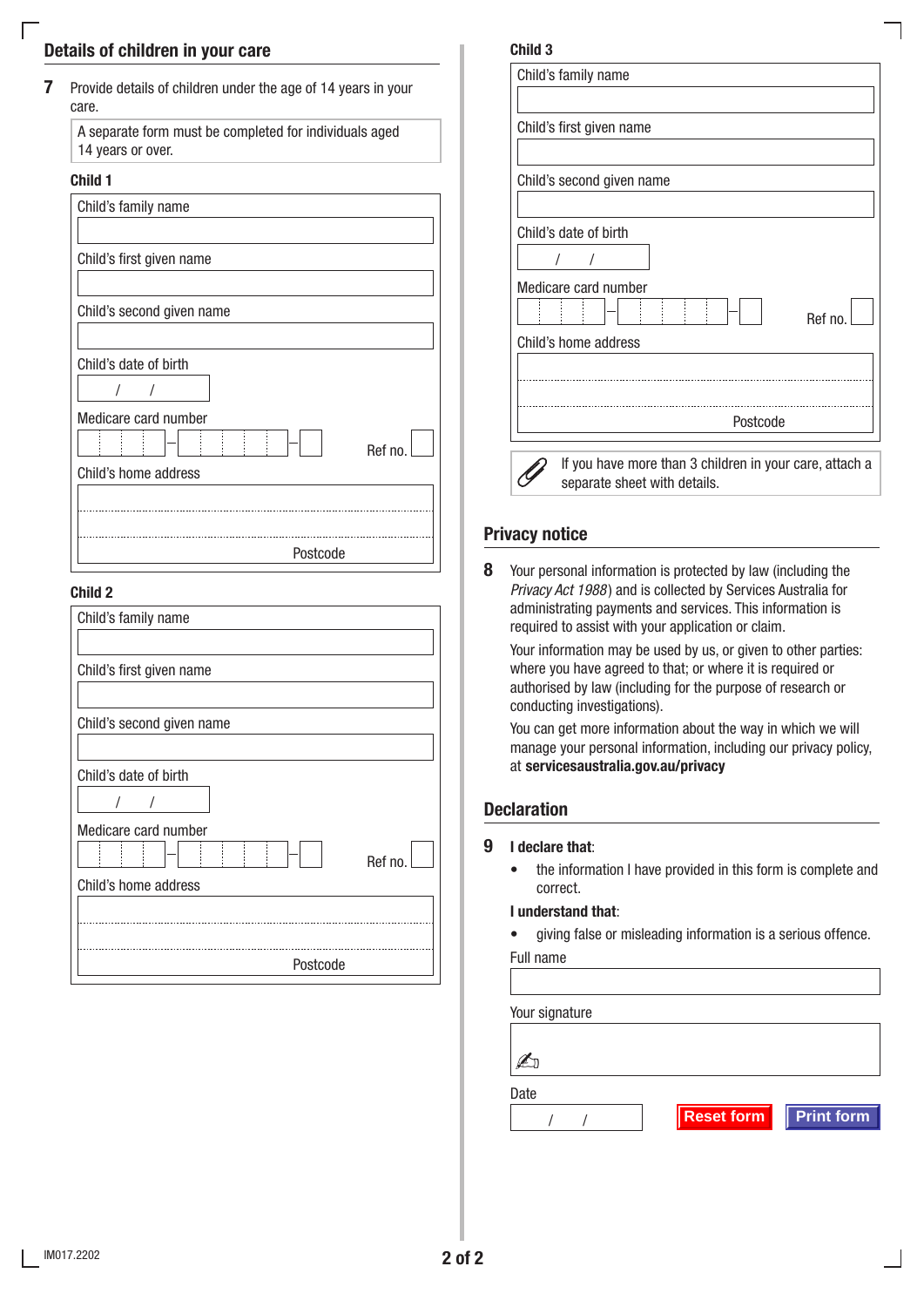## Details of children in your care

**7** Provide details of children under the age of 14 years in your care.

A separate form must be completed for individuals aged 14 years or over.

**Child 1**

Child's family name

Child's first given name

Child's second given name

Child's date of birth

/ /

Medicare card number

Ref no.

Child's home address

Postcode

**Child 2**

Child's family name

Child's first given name

Child's second given name

Child's date of birth

/ /

Medicare card number

Ref no.

Child's home address

Postcode

**Child 3**

Child's family name

Child's first given name

Child's second given name

Child's date of birth

/ /

Medicare card number

Ref no.

Child's home address

Postcode

If you have more than 3 children in your care, attach a separate sheet with details.

## Privacy notice

**8** Your personal information is protected by law (including the *Privacy Act 1988*) and is collected by Services Australia for administrating payments and services. This information is required to assist with your application or claim.

Your information may be used by us, or given to other parties: where you have agreed to that; or where it is required or authorised by law (including for the purpose of research or conducting investigations).

You can get more information about the way in which we will manage your personal information, including our privacy policy, at **servicesaustralia.gov.au/privacy**

## Declaration

**9** **I declare that**:

- the information I have provided in this form is complete and correct.

**I understand that**:

- giving false or misleading information is a serious offence.

Full name

Your signature

Date

/ /

Reset form

Print form

IM017.2202